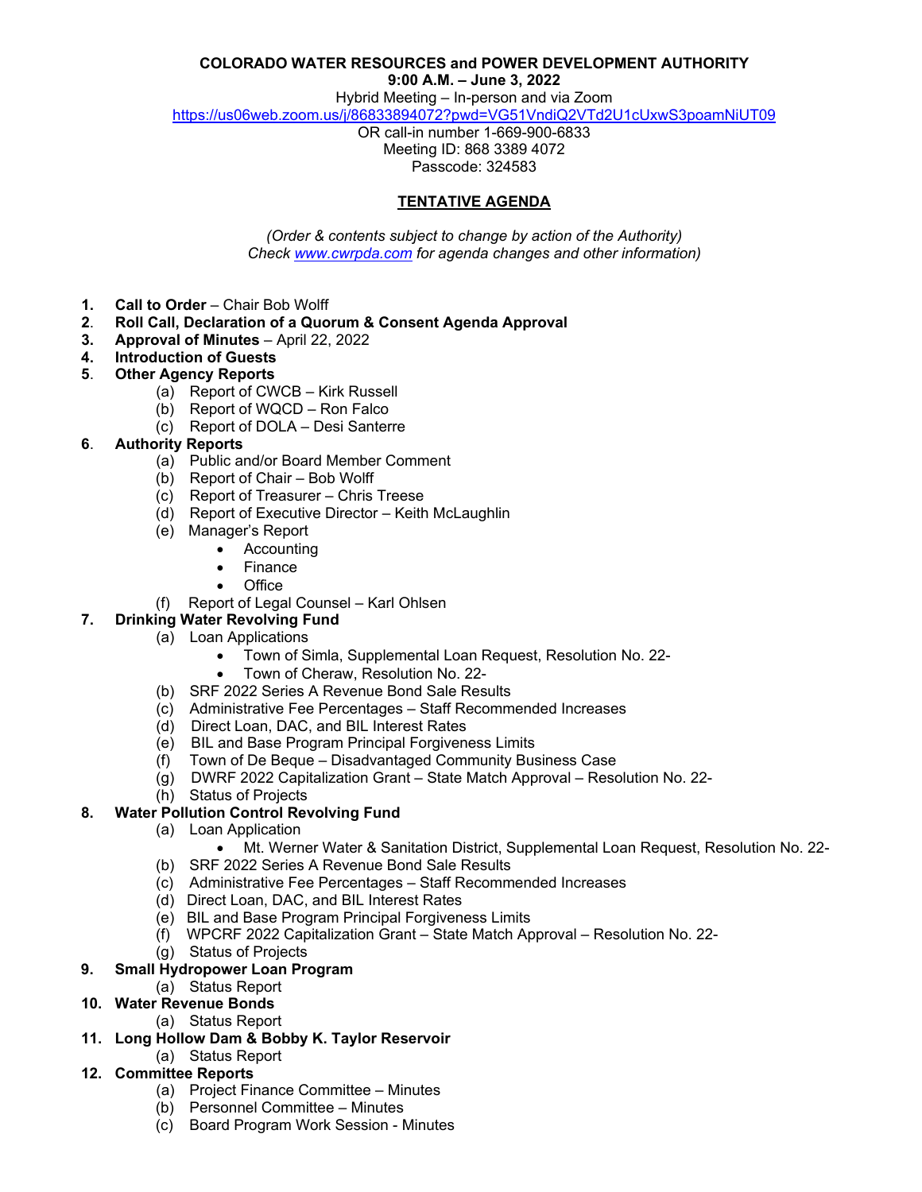**COLORADO WATER RESOURCES and POWER DEVELOPMENT AUTHORITY**
**9:00 A.M. – June 3, 2022**
Hybrid Meeting – In-person and via Zoom
https://us06web.zoom.us/j/86833894072?pwd=VG51VndiQ2VTd2U1cUxwS3poamNiUT09
OR call-in number 1-669-900-6833
Meeting ID: 868 3389 4072
Passcode: 324583

## TENTATIVE AGENDA

*(Order & contents subject to change by action of the Authority)*
*Check www.cwrpda.com for agenda changes and other information)*

1. **Call to Order** – Chair Bob Wolff
2. **Roll Call, Declaration of a Quorum & Consent Agenda Approval**
3. **Approval of Minutes** – April 22, 2022
4. **Introduction of Guests**
5. **Other Agency Reports**
   - (a) Report of CWCB – Kirk Russell
   - (b) Report of WQCD – Ron Falco
   - (c) Report of DOLA – Desi Santerre
6. **Authority Reports**
   - (a) Public and/or Board Member Comment
   - (b) Report of Chair – Bob Wolff
   - (c) Report of Treasurer – Chris Treese
   - (d) Report of Executive Director – Keith McLaughlin
   - (e) Manager's Report
     - Accounting
     - Finance
     - Office
   - (f) Report of Legal Counsel – Karl Ohlsen
7. **Drinking Water Revolving Fund**
   - (a) Loan Applications
     - Town of Simla, Supplemental Loan Request, Resolution No. 22-
     - Town of Cheraw, Resolution No. 22-
   - (b) SRF 2022 Series A Revenue Bond Sale Results
   - (c) Administrative Fee Percentages – Staff Recommended Increases
   - (d) Direct Loan, DAC, and BIL Interest Rates
   - (e) BIL and Base Program Principal Forgiveness Limits
   - (f) Town of De Beque – Disadvantaged Community Business Case
   - (g) DWRF 2022 Capitalization Grant – State Match Approval – Resolution No. 22-
   - (h) Status of Projects
8. **Water Pollution Control Revolving Fund**
   - (a) Loan Application
     - Mt. Werner Water & Sanitation District, Supplemental Loan Request, Resolution No. 22-
   - (b) SRF 2022 Series A Revenue Bond Sale Results
   - (c) Administrative Fee Percentages – Staff Recommended Increases
   - (d) Direct Loan, DAC, and BIL Interest Rates
   - (e) BIL and Base Program Principal Forgiveness Limits
   - (f) WPCRF 2022 Capitalization Grant – State Match Approval – Resolution No. 22-
   - (g) Status of Projects
9. **Small Hydropower Loan Program**
   - (a) Status Report
10. **Water Revenue Bonds**
    - (a) Status Report
11. **Long Hollow Dam & Bobby K. Taylor Reservoir**
    - (a) Status Report
12. **Committee Reports**
    - (a) Project Finance Committee – Minutes
    - (b) Personnel Committee – Minutes
    - (c) Board Program Work Session - Minutes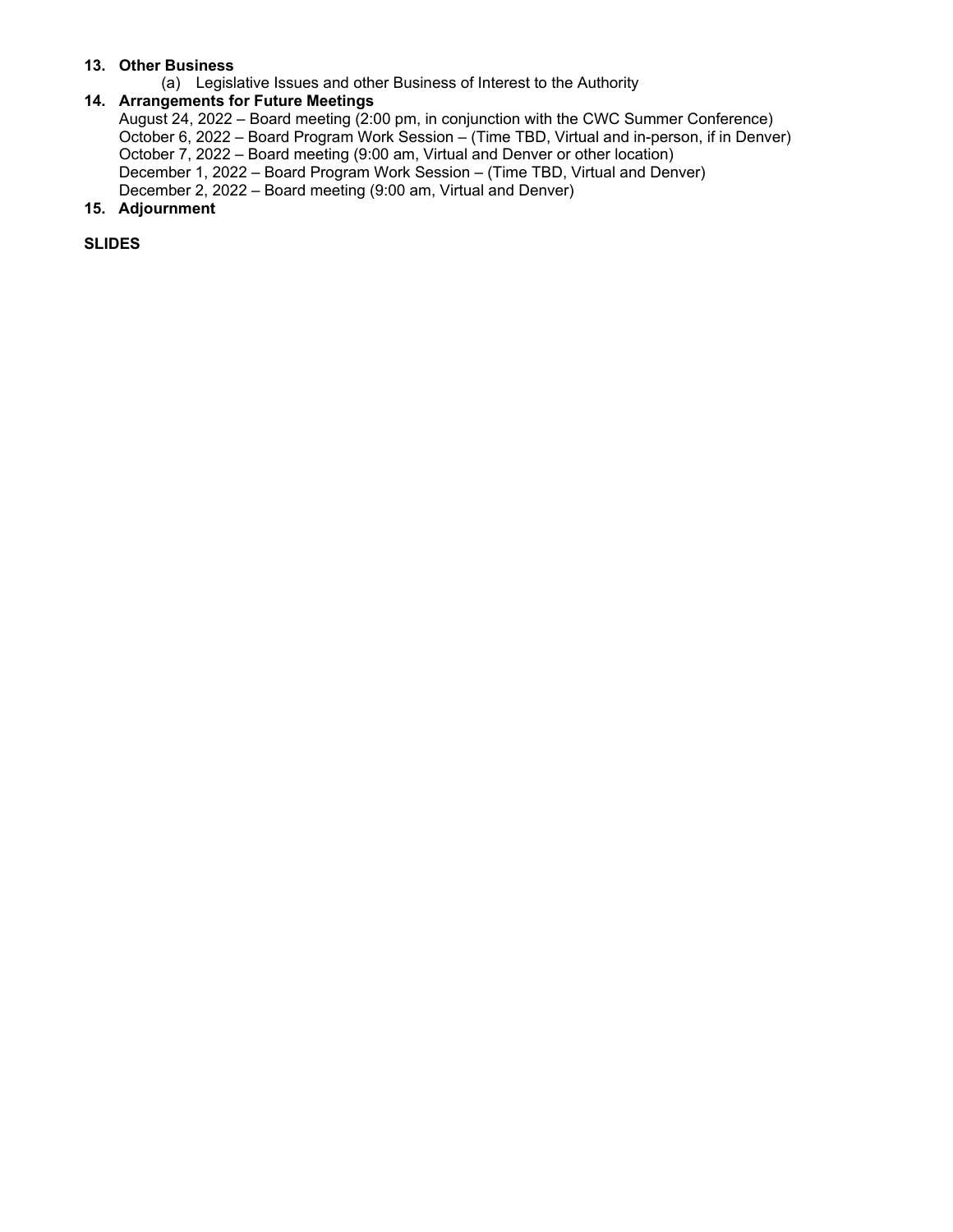**13. Other Business**

(a) Legislative Issues and other Business of Interest to the Authority

**14. Arrangements for Future Meetings**

August 24, 2022 – Board meeting (2:00 pm, in conjunction with the CWC Summer Conference)
October 6, 2022 – Board Program Work Session – (Time TBD, Virtual and in-person, if in Denver)
October 7, 2022 – Board meeting (9:00 am, Virtual and Denver or other location)
December 1, 2022 – Board Program Work Session – (Time TBD, Virtual and Denver)
December 2, 2022 – Board meeting (9:00 am, Virtual and Denver)

**15. Adjournment**

**SLIDES**